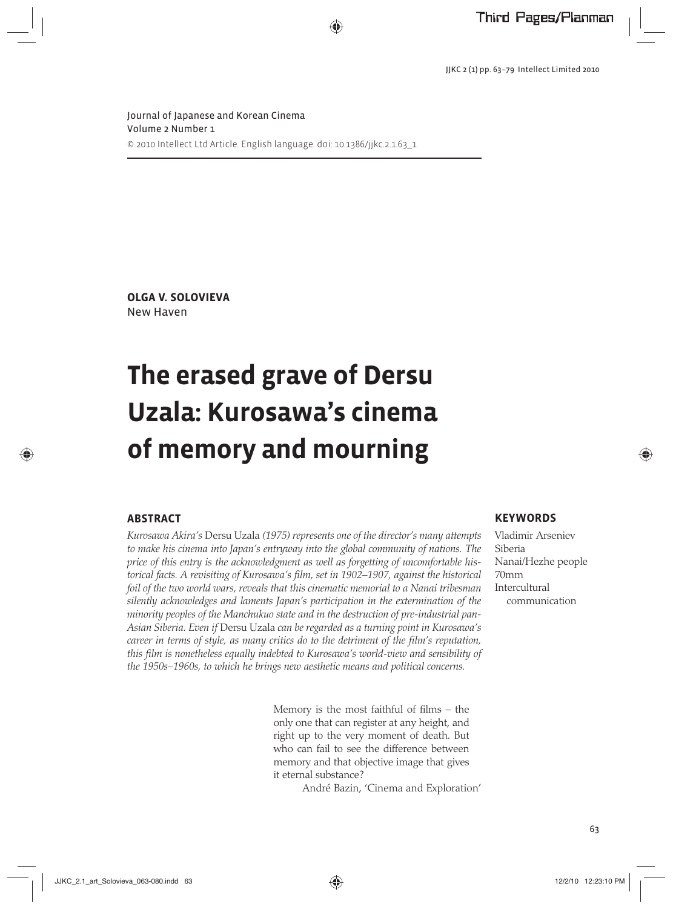Journal of Japanese and Korean Cinema
Volume 2 Number 1
© 2010 Intellect Ltd Article. English language. doi: 10.1386/jjkc.2.1.63_1

**OLGA V. SOLOVIEVA**
New Haven

# The erased grave of Dersu Uzala: Kurosawa's cinema of memory and mourning

## ABSTRACT

*Kurosawa Akira's* Dersu Uzala *(1975) represents one of the director's many attempts to make his cinema into Japan's entryway into the global community of nations. The price of this entry is the acknowledgment as well as forgetting of uncomfortable historical facts. A revisiting of Kurosawa's film, set in 1902–1907, against the historical foil of the two world wars, reveals that this cinematic memorial to a Nanai tribesman silently acknowledges and laments Japan's participation in the extermination of the minority peoples of the Manchukuo state and in the destruction of pre-industrial pan-Asian Siberia. Even if* Dersu Uzala *can be regarded as a turning point in Kurosawa's career in terms of style, as many critics do to the detriment of the film's reputation, this film is nonetheless equally indebted to Kurosawa's world-view and sensibility of the 1950s–1960s, to which he brings new aesthetic means and political concerns.*

## KEYWORDS

Vladimir Arseniev
Siberia
Nanai/Hezhe people
70mm
Intercultural communication

> Memory is the most faithful of films – the only one that can register at any height, and right up to the very moment of death. But who can fail to see the difference between memory and that objective image that gives it eternal substance?
>
> André Bazin, 'Cinema and Exploration'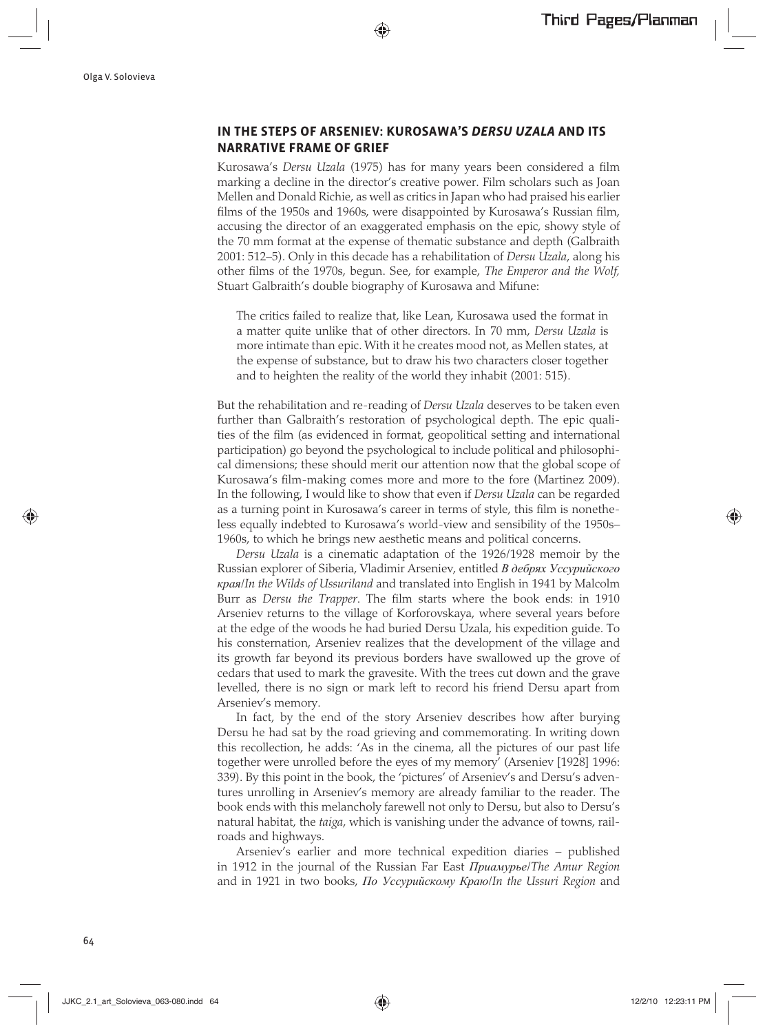## IN THE STEPS OF ARSENIEV: KUROSAWA'S *DERSU UZALA* AND ITS NARRATIVE FRAME OF GRIEF

Kurosawa's *Dersu Uzala* (1975) has for many years been considered a film marking a decline in the director's creative power. Film scholars such as Joan Mellen and Donald Richie, as well as critics in Japan who had praised his earlier films of the 1950s and 1960s, were disappointed by Kurosawa's Russian film, accusing the director of an exaggerated emphasis on the epic, showy style of the 70 mm format at the expense of thematic substance and depth (Galbraith 2001: 512–5). Only in this decade has a rehabilitation of *Dersu Uzala*, along his other films of the 1970s, begun. See, for example, *The Emperor and the Wolf,* Stuart Galbraith's double biography of Kurosawa and Mifune:

> The critics failed to realize that, like Lean, Kurosawa used the format in a matter quite unlike that of other directors. In 70 mm, *Dersu Uzala* is more intimate than epic. With it he creates mood not, as Mellen states, at the expense of substance, but to draw his two characters closer together and to heighten the reality of the world they inhabit (2001: 515).

But the rehabilitation and re-reading of *Dersu Uzala* deserves to be taken even further than Galbraith's restoration of psychological depth. The epic qualities of the film (as evidenced in format, geopolitical setting and international participation) go beyond the psychological to include political and philosophical dimensions; these should merit our attention now that the global scope of Kurosawa's film-making comes more and more to the fore (Martinez 2009). In the following, I would like to show that even if *Dersu Uzala* can be regarded as a turning point in Kurosawa's career in terms of style, this film is nonetheless equally indebted to Kurosawa's world-view and sensibility of the 1950s–1960s, to which he brings new aesthetic means and political concerns.

*Dersu Uzala* is a cinematic adaptation of the 1926/1928 memoir by the Russian explorer of Siberia, Vladimir Arseniev, entitled ***В дебрях Уссурийского края****/In the Wilds of Ussuriland* and translated into English in 1941 by Malcolm Burr as *Dersu the Trapper*. The film starts where the book ends: in 1910 Arseniev returns to the village of Korforovskaya, where several years before at the edge of the woods he had buried Dersu Uzala, his expedition guide. To his consternation, Arseniev realizes that the development of the village and its growth far beyond its previous borders have swallowed up the grove of cedars that used to mark the gravesite. With the trees cut down and the grave levelled, there is no sign or mark left to record his friend Dersu apart from Arseniev's memory.

In fact, by the end of the story Arseniev describes how after burying Dersu he had sat by the road grieving and commemorating. In writing down this recollection, he adds: 'As in the cinema, all the pictures of our past life together were unrolled before the eyes of my memory' (Arseniev [1928] 1996: 339). By this point in the book, the 'pictures' of Arseniev's and Dersu's adventures unrolling in Arseniev's memory are already familiar to the reader. The book ends with this melancholy farewell not only to Dersu, but also to Dersu's natural habitat, the *taiga*, which is vanishing under the advance of towns, railroads and highways.

Arseniev's earlier and more technical expedition diaries – published in 1912 in the journal of the Russian Far East ***Приамурье****/The Amur Region* and in 1921 in two books, ***По Уссурийскому Краю****/In the Ussuri Region* and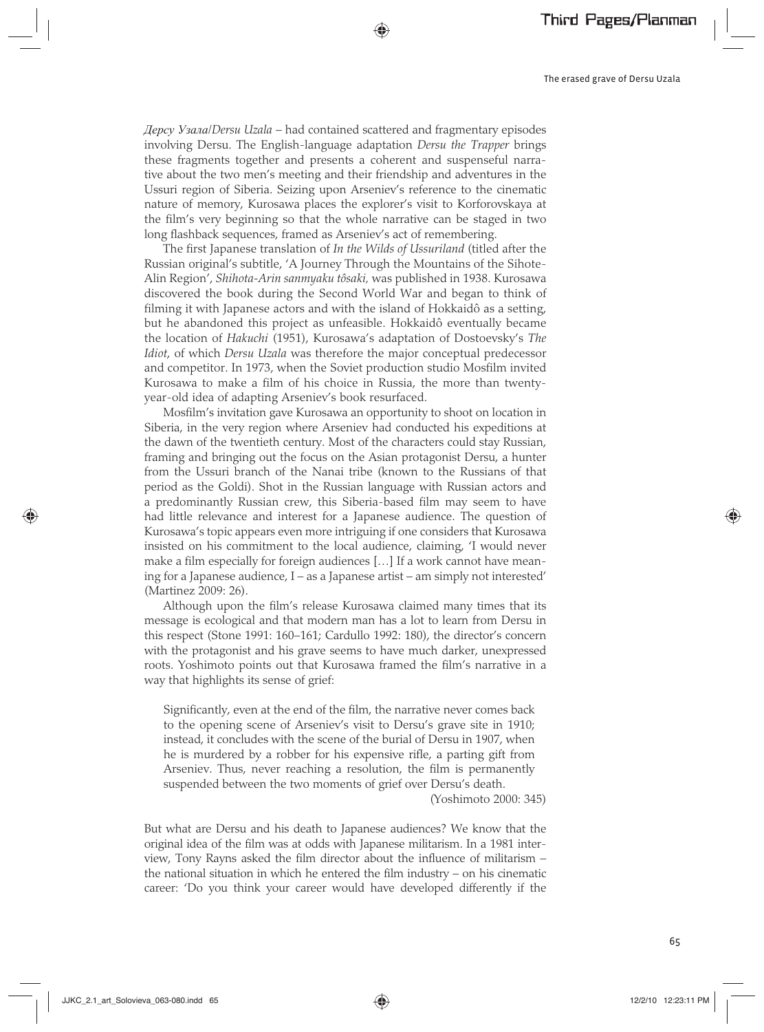*Дерсу Узала/Dersu Uzala* – had contained scattered and fragmentary episodes involving Dersu. The English-language adaptation *Dersu the Trapper* brings these fragments together and presents a coherent and suspenseful narrative about the two men's meeting and their friendship and adventures in the Ussuri region of Siberia. Seizing upon Arseniev's reference to the cinematic nature of memory, Kurosawa places the explorer's visit to Korforovskaya at the film's very beginning so that the whole narrative can be staged in two long flashback sequences, framed as Arseniev's act of remembering.

The first Japanese translation of *In the Wilds of Ussuriland* (titled after the Russian original's subtitle, 'A Journey Through the Mountains of the Sihote-Alin Region', *Shihota-Arin sanmyaku tôsaki,* was published in 1938. Kurosawa discovered the book during the Second World War and began to think of filming it with Japanese actors and with the island of Hokkaidô as a setting, but he abandoned this project as unfeasible. Hokkaidô eventually became the location of *Hakuchi* (1951), Kurosawa's adaptation of Dostoevsky's *The Idiot*, of which *Dersu Uzala* was therefore the major conceptual predecessor and competitor. In 1973, when the Soviet production studio Mosfilm invited Kurosawa to make a film of his choice in Russia, the more than twenty-year-old idea of adapting Arseniev's book resurfaced.

Mosfilm's invitation gave Kurosawa an opportunity to shoot on location in Siberia, in the very region where Arseniev had conducted his expeditions at the dawn of the twentieth century. Most of the characters could stay Russian, framing and bringing out the focus on the Asian protagonist Dersu, a hunter from the Ussuri branch of the Nanai tribe (known to the Russians of that period as the Goldi). Shot in the Russian language with Russian actors and a predominantly Russian crew, this Siberia-based film may seem to have had little relevance and interest for a Japanese audience. The question of Kurosawa's topic appears even more intriguing if one considers that Kurosawa insisted on his commitment to the local audience, claiming, 'I would never make a film especially for foreign audiences […] If a work cannot have meaning for a Japanese audience, I – as a Japanese artist – am simply not interested' (Martinez 2009: 26).

Although upon the film's release Kurosawa claimed many times that its message is ecological and that modern man has a lot to learn from Dersu in this respect (Stone 1991: 160–161; Cardullo 1992: 180), the director's concern with the protagonist and his grave seems to have much darker, unexpressed roots. Yoshimoto points out that Kurosawa framed the film's narrative in a way that highlights its sense of grief:

> Significantly, even at the end of the film, the narrative never comes back to the opening scene of Arseniev's visit to Dersu's grave site in 1910; instead, it concludes with the scene of the burial of Dersu in 1907, when he is murdered by a robber for his expensive rifle, a parting gift from Arseniev. Thus, never reaching a resolution, the film is permanently suspended between the two moments of grief over Dersu's death.
>
> (Yoshimoto 2000: 345)

But what are Dersu and his death to Japanese audiences? We know that the original idea of the film was at odds with Japanese militarism. In a 1981 interview, Tony Rayns asked the film director about the influence of militarism – the national situation in which he entered the film industry – on his cinematic career: 'Do you think your career would have developed differently if the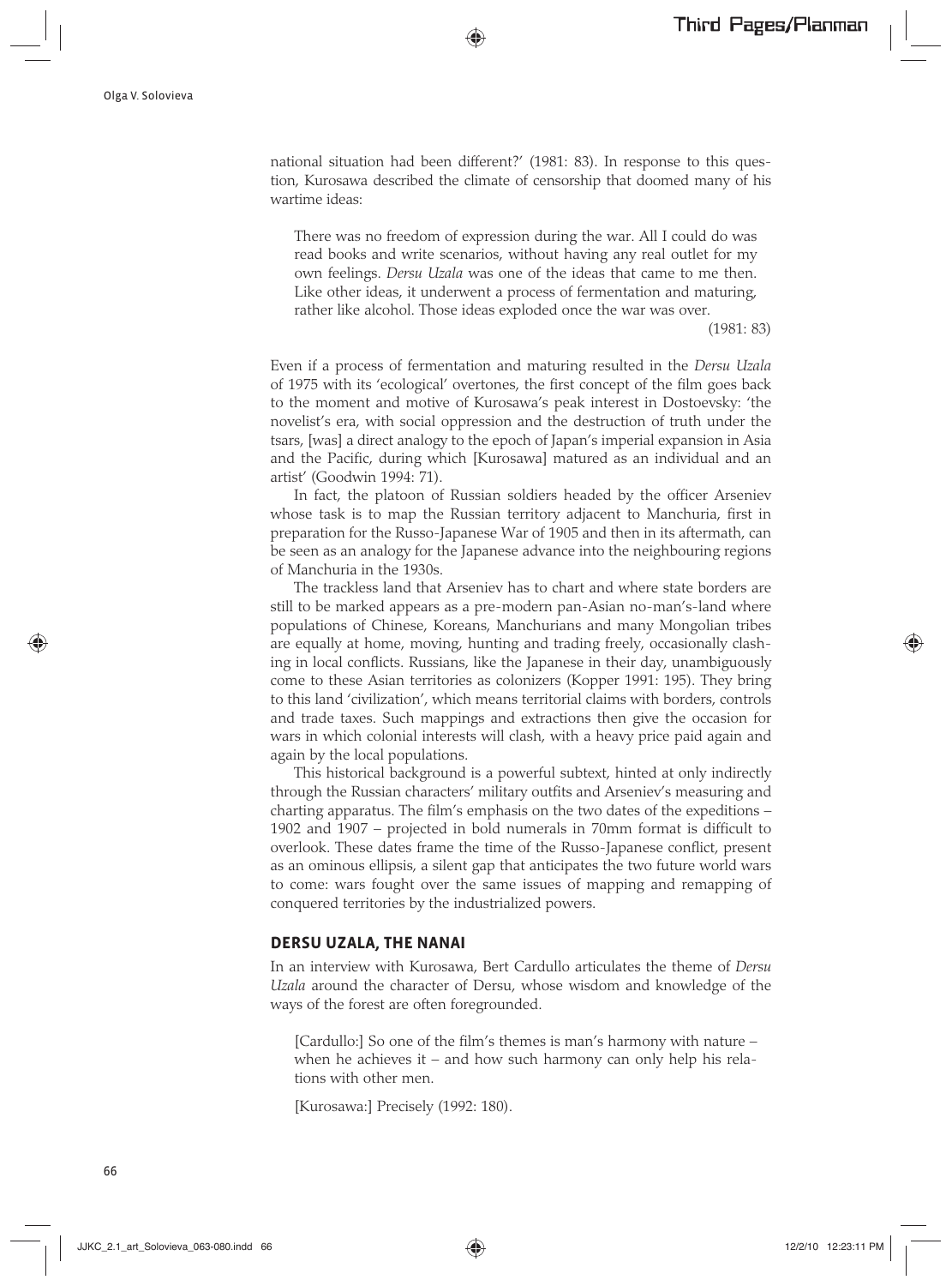national situation had been different?' (1981: 83). In response to this question, Kurosawa described the climate of censorship that doomed many of his wartime ideas:

> There was no freedom of expression during the war. All I could do was read books and write scenarios, without having any real outlet for my own feelings. *Dersu Uzala* was one of the ideas that came to me then. Like other ideas, it underwent a process of fermentation and maturing, rather like alcohol. Those ideas exploded once the war was over.
>
> (1981: 83)

Even if a process of fermentation and maturing resulted in the *Dersu Uzala* of 1975 with its 'ecological' overtones, the first concept of the film goes back to the moment and motive of Kurosawa's peak interest in Dostoevsky: 'the novelist's era, with social oppression and the destruction of truth under the tsars, [was] a direct analogy to the epoch of Japan's imperial expansion in Asia and the Pacific, during which [Kurosawa] matured as an individual and an artist' (Goodwin 1994: 71).

In fact, the platoon of Russian soldiers headed by the officer Arseniev whose task is to map the Russian territory adjacent to Manchuria, first in preparation for the Russo-Japanese War of 1905 and then in its aftermath, can be seen as an analogy for the Japanese advance into the neighbouring regions of Manchuria in the 1930s.

The trackless land that Arseniev has to chart and where state borders are still to be marked appears as a pre-modern pan-Asian no-man's-land where populations of Chinese, Koreans, Manchurians and many Mongolian tribes are equally at home, moving, hunting and trading freely, occasionally clashing in local conflicts. Russians, like the Japanese in their day, unambiguously come to these Asian territories as colonizers (Kopper 1991: 195). They bring to this land 'civilization', which means territorial claims with borders, controls and trade taxes. Such mappings and extractions then give the occasion for wars in which colonial interests will clash, with a heavy price paid again and again by the local populations.

This historical background is a powerful subtext, hinted at only indirectly through the Russian characters' military outfits and Arseniev's measuring and charting apparatus. The film's emphasis on the two dates of the expeditions – 1902 and 1907 – projected in bold numerals in 70mm format is difficult to overlook. These dates frame the time of the Russo-Japanese conflict, present as an ominous ellipsis, a silent gap that anticipates the two future world wars to come: wars fought over the same issues of mapping and remapping of conquered territories by the industrialized powers.

## DERSU UZALA, THE NANAI

In an interview with Kurosawa, Bert Cardullo articulates the theme of *Dersu Uzala* around the character of Dersu, whose wisdom and knowledge of the ways of the forest are often foregrounded.

> [Cardullo:] So one of the film's themes is man's harmony with nature – when he achieves it – and how such harmony can only help his relations with other men.
>
> [Kurosawa:] Precisely (1992: 180).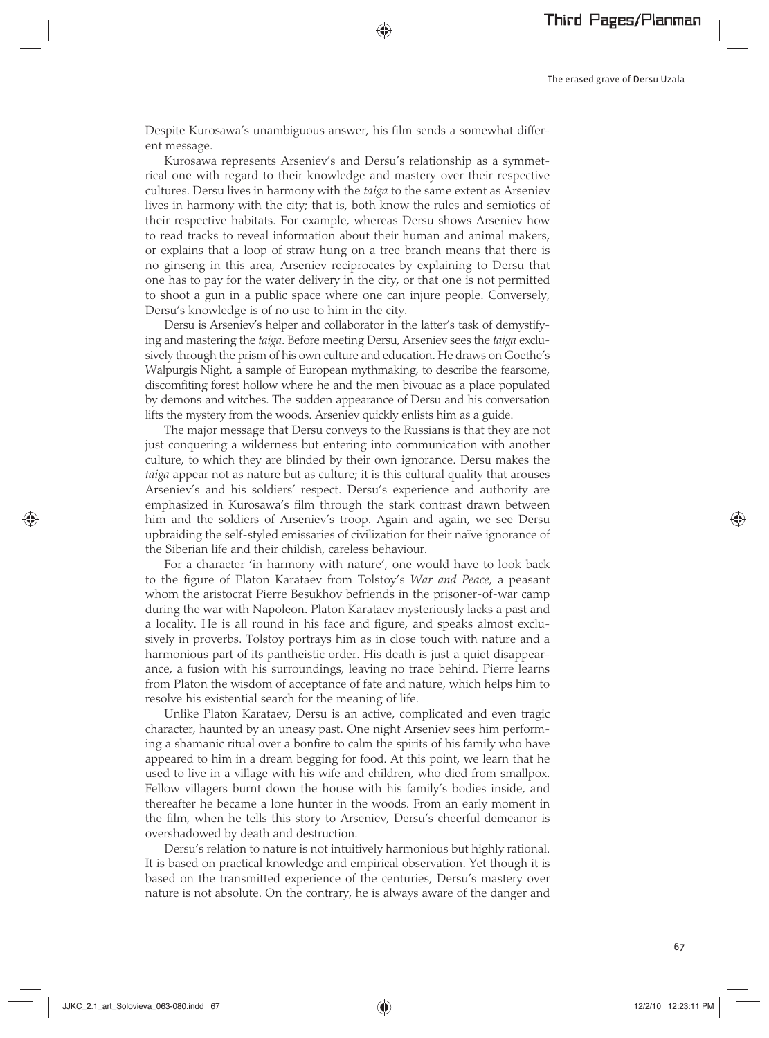Despite Kurosawa's unambiguous answer, his film sends a somewhat different message.

Kurosawa represents Arseniev's and Dersu's relationship as a symmetrical one with regard to their knowledge and mastery over their respective cultures. Dersu lives in harmony with the *taiga* to the same extent as Arseniev lives in harmony with the city; that is, both know the rules and semiotics of their respective habitats. For example, whereas Dersu shows Arseniev how to read tracks to reveal information about their human and animal makers, or explains that a loop of straw hung on a tree branch means that there is no ginseng in this area, Arseniev reciprocates by explaining to Dersu that one has to pay for the water delivery in the city, or that one is not permitted to shoot a gun in a public space where one can injure people. Conversely, Dersu's knowledge is of no use to him in the city.

Dersu is Arseniev's helper and collaborator in the latter's task of demystifying and mastering the *taiga*. Before meeting Dersu, Arseniev sees the *taiga* exclusively through the prism of his own culture and education. He draws on Goethe's Walpurgis Night, a sample of European mythmaking, to describe the fearsome, discomfiting forest hollow where he and the men bivouac as a place populated by demons and witches. The sudden appearance of Dersu and his conversation lifts the mystery from the woods. Arseniev quickly enlists him as a guide.

The major message that Dersu conveys to the Russians is that they are not just conquering a wilderness but entering into communication with another culture, to which they are blinded by their own ignorance. Dersu makes the *taiga* appear not as nature but as culture; it is this cultural quality that arouses Arseniev's and his soldiers' respect. Dersu's experience and authority are emphasized in Kurosawa's film through the stark contrast drawn between him and the soldiers of Arseniev's troop. Again and again, we see Dersu upbraiding the self-styled emissaries of civilization for their naïve ignorance of the Siberian life and their childish, careless behaviour.

For a character 'in harmony with nature', one would have to look back to the figure of Platon Karataev from Tolstoy's *War and Peace*, a peasant whom the aristocrat Pierre Besukhov befriends in the prisoner-of-war camp during the war with Napoleon. Platon Karataev mysteriously lacks a past and a locality. He is all round in his face and figure, and speaks almost exclusively in proverbs. Tolstoy portrays him as in close touch with nature and a harmonious part of its pantheistic order. His death is just a quiet disappearance, a fusion with his surroundings, leaving no trace behind. Pierre learns from Platon the wisdom of acceptance of fate and nature, which helps him to resolve his existential search for the meaning of life.

Unlike Platon Karataev, Dersu is an active, complicated and even tragic character, haunted by an uneasy past. One night Arseniev sees him performing a shamanic ritual over a bonfire to calm the spirits of his family who have appeared to him in a dream begging for food. At this point, we learn that he used to live in a village with his wife and children, who died from smallpox. Fellow villagers burnt down the house with his family's bodies inside, and thereafter he became a lone hunter in the woods. From an early moment in the film, when he tells this story to Arseniev, Dersu's cheerful demeanor is overshadowed by death and destruction.

Dersu's relation to nature is not intuitively harmonious but highly rational. It is based on practical knowledge and empirical observation. Yet though it is based on the transmitted experience of the centuries, Dersu's mastery over nature is not absolute. On the contrary, he is always aware of the danger and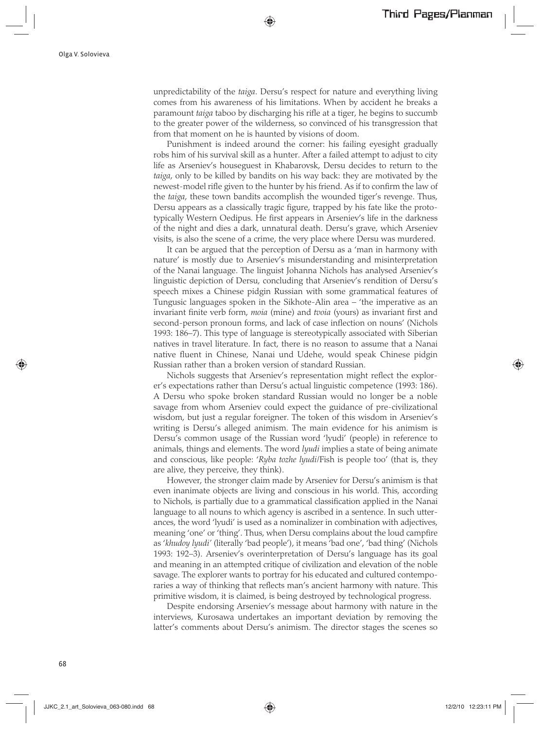unpredictability of the *taiga*. Dersu's respect for nature and everything living comes from his awareness of his limitations. When by accident he breaks a paramount *taiga* taboo by discharging his rifle at a tiger, he begins to succumb to the greater power of the wilderness, so convinced of his transgression that from that moment on he is haunted by visions of doom.

Punishment is indeed around the corner: his failing eyesight gradually robs him of his survival skill as a hunter. After a failed attempt to adjust to city life as Arseniev's houseguest in Khabarovsk, Dersu decides to return to the *taiga*, only to be killed by bandits on his way back: they are motivated by the newest-model rifle given to the hunter by his friend. As if to confirm the law of the *taiga*, these town bandits accomplish the wounded tiger's revenge. Thus, Dersu appears as a classically tragic figure, trapped by his fate like the prototypically Western Oedipus. He first appears in Arseniev's life in the darkness of the night and dies a dark, unnatural death. Dersu's grave, which Arseniev visits, is also the scene of a crime, the very place where Dersu was murdered.

It can be argued that the perception of Dersu as a 'man in harmony with nature' is mostly due to Arseniev's misunderstanding and misinterpretation of the Nanai language. The linguist Johanna Nichols has analysed Arseniev's linguistic depiction of Dersu, concluding that Arseniev's rendition of Dersu's speech mixes a Chinese pidgin Russian with some grammatical features of Tungusic languages spoken in the Sikhote-Alin area – 'the imperative as an invariant finite verb form, *moia* (mine) and *tvoia* (yours) as invariant first and second-person pronoun forms, and lack of case inflection on nouns' (Nichols 1993: 186–7). This type of language is stereotypically associated with Siberian natives in travel literature. In fact, there is no reason to assume that a Nanai native fluent in Chinese, Nanai und Udehe, would speak Chinese pidgin Russian rather than a broken version of standard Russian.

Nichols suggests that Arseniev's representation might reflect the explorer's expectations rather than Dersu's actual linguistic competence (1993: 186). A Dersu who spoke broken standard Russian would no longer be a noble savage from whom Arseniev could expect the guidance of pre-civilizational wisdom, but just a regular foreigner. The token of this wisdom in Arseniev's writing is Dersu's alleged animism. The main evidence for his animism is Dersu's common usage of the Russian word 'lyudi' (people) in reference to animals, things and elements. The word *lyudi* implies a state of being animate and conscious, like people: '*Ryba tozhe lyudi*/Fish is people too' (that is, they are alive, they perceive, they think).

However, the stronger claim made by Arseniev for Dersu's animism is that even inanimate objects are living and conscious in his world. This, according to Nichols, is partially due to a grammatical classification applied in the Nanai language to all nouns to which agency is ascribed in a sentence. In such utterances, the word 'lyudi' is used as a nominalizer in combination with adjectives, meaning 'one' or 'thing'. Thus, when Dersu complains about the loud campfire as '*khudoy lyudi*' (literally 'bad people'), it means 'bad one', 'bad thing' (Nichols 1993: 192–3). Arseniev's overinterpretation of Dersu's language has its goal and meaning in an attempted critique of civilization and elevation of the noble savage. The explorer wants to portray for his educated and cultured contemporaries a way of thinking that reflects man's ancient harmony with nature. This primitive wisdom, it is claimed, is being destroyed by technological progress.

Despite endorsing Arseniev's message about harmony with nature in the interviews, Kurosawa undertakes an important deviation by removing the latter's comments about Dersu's animism. The director stages the scenes so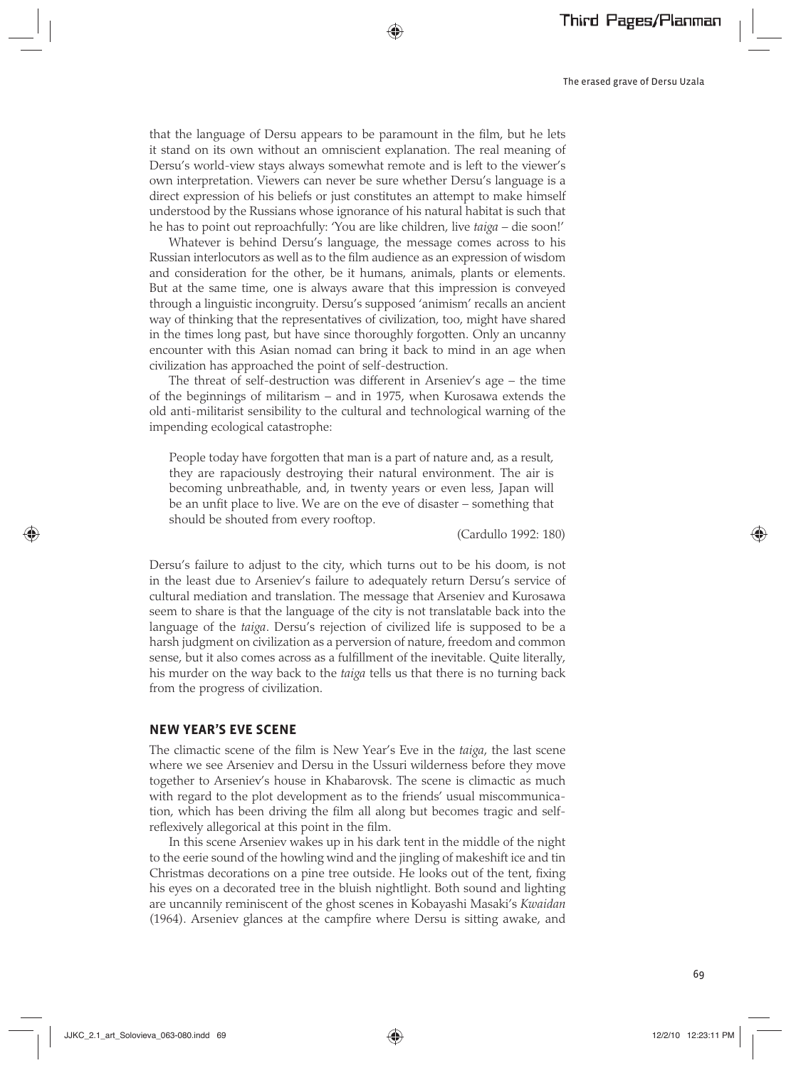that the language of Dersu appears to be paramount in the film, but he lets it stand on its own without an omniscient explanation. The real meaning of Dersu's world-view stays always somewhat remote and is left to the viewer's own interpretation. Viewers can never be sure whether Dersu's language is a direct expression of his beliefs or just constitutes an attempt to make himself understood by the Russians whose ignorance of his natural habitat is such that he has to point out reproachfully: 'You are like children, live *taiga* – die soon!'

Whatever is behind Dersu's language, the message comes across to his Russian interlocutors as well as to the film audience as an expression of wisdom and consideration for the other, be it humans, animals, plants or elements. But at the same time, one is always aware that this impression is conveyed through a linguistic incongruity. Dersu's supposed 'animism' recalls an ancient way of thinking that the representatives of civilization, too, might have shared in the times long past, but have since thoroughly forgotten. Only an uncanny encounter with this Asian nomad can bring it back to mind in an age when civilization has approached the point of self-destruction.

The threat of self-destruction was different in Arseniev's age – the time of the beginnings of militarism – and in 1975, when Kurosawa extends the old anti-militarist sensibility to the cultural and technological warning of the impending ecological catastrophe:

> People today have forgotten that man is a part of nature and, as a result, they are rapaciously destroying their natural environment. The air is becoming unbreathable, and, in twenty years or even less, Japan will be an unfit place to live. We are on the eve of disaster – something that should be shouted from every rooftop.
>
> (Cardullo 1992: 180)

Dersu's failure to adjust to the city, which turns out to be his doom, is not in the least due to Arseniev's failure to adequately return Dersu's service of cultural mediation and translation. The message that Arseniev and Kurosawa seem to share is that the language of the city is not translatable back into the language of the *taiga*. Dersu's rejection of civilized life is supposed to be a harsh judgment on civilization as a perversion of nature, freedom and common sense, but it also comes across as a fulfillment of the inevitable. Quite literally, his murder on the way back to the *taiga* tells us that there is no turning back from the progress of civilization.

## NEW YEAR'S EVE SCENE

The climactic scene of the film is New Year's Eve in the *taiga*, the last scene where we see Arseniev and Dersu in the Ussuri wilderness before they move together to Arseniev's house in Khabarovsk. The scene is climactic as much with regard to the plot development as to the friends' usual miscommunication, which has been driving the film all along but becomes tragic and self-reflexively allegorical at this point in the film.

In this scene Arseniev wakes up in his dark tent in the middle of the night to the eerie sound of the howling wind and the jingling of makeshift ice and tin Christmas decorations on a pine tree outside. He looks out of the tent, fixing his eyes on a decorated tree in the bluish nightlight. Both sound and lighting are uncannily reminiscent of the ghost scenes in Kobayashi Masaki's *Kwaidan* (1964). Arseniev glances at the campfire where Dersu is sitting awake, and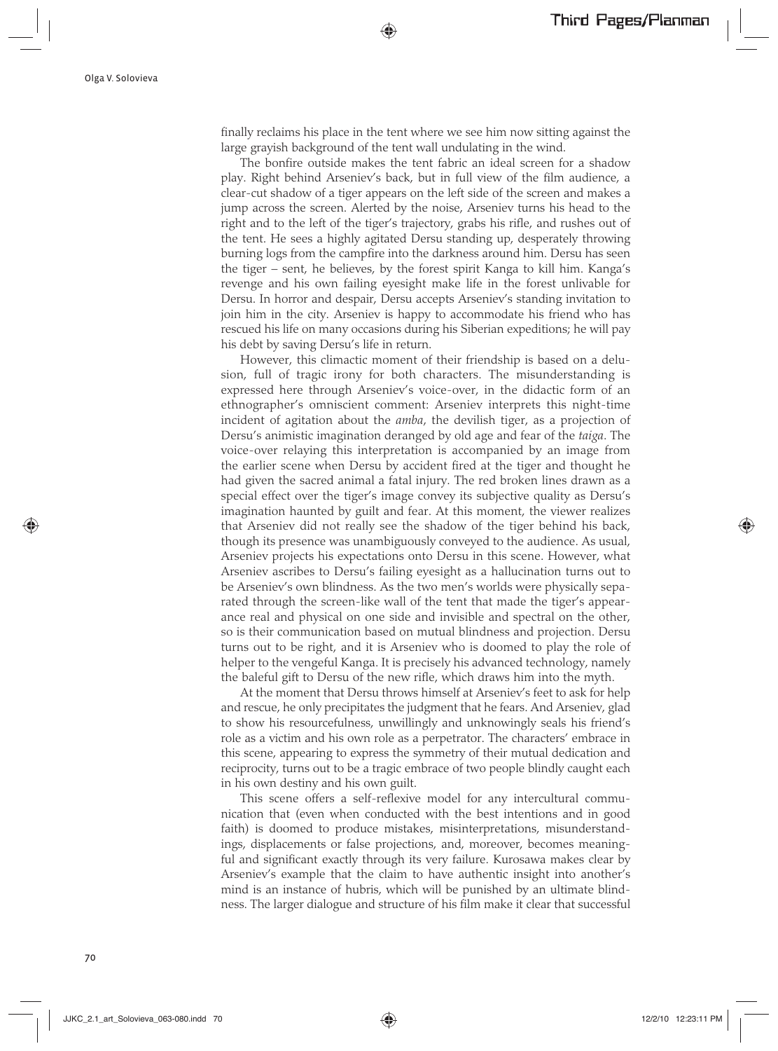finally reclaims his place in the tent where we see him now sitting against the large grayish background of the tent wall undulating in the wind.

The bonfire outside makes the tent fabric an ideal screen for a shadow play. Right behind Arseniev's back, but in full view of the film audience, a clear-cut shadow of a tiger appears on the left side of the screen and makes a jump across the screen. Alerted by the noise, Arseniev turns his head to the right and to the left of the tiger's trajectory, grabs his rifle, and rushes out of the tent. He sees a highly agitated Dersu standing up, desperately throwing burning logs from the campfire into the darkness around him. Dersu has seen the tiger – sent, he believes, by the forest spirit Kanga to kill him. Kanga's revenge and his own failing eyesight make life in the forest unlivable for Dersu. In horror and despair, Dersu accepts Arseniev's standing invitation to join him in the city. Arseniev is happy to accommodate his friend who has rescued his life on many occasions during his Siberian expeditions; he will pay his debt by saving Dersu's life in return.

However, this climactic moment of their friendship is based on a delusion, full of tragic irony for both characters. The misunderstanding is expressed here through Arseniev's voice-over, in the didactic form of an ethnographer's omniscient comment: Arseniev interprets this night-time incident of agitation about the *amba*, the devilish tiger, as a projection of Dersu's animistic imagination deranged by old age and fear of the *taiga*. The voice-over relaying this interpretation is accompanied by an image from the earlier scene when Dersu by accident fired at the tiger and thought he had given the sacred animal a fatal injury. The red broken lines drawn as a special effect over the tiger's image convey its subjective quality as Dersu's imagination haunted by guilt and fear. At this moment, the viewer realizes that Arseniev did not really see the shadow of the tiger behind his back, though its presence was unambiguously conveyed to the audience. As usual, Arseniev projects his expectations onto Dersu in this scene. However, what Arseniev ascribes to Dersu's failing eyesight as a hallucination turns out to be Arseniev's own blindness. As the two men's worlds were physically separated through the screen-like wall of the tent that made the tiger's appearance real and physical on one side and invisible and spectral on the other, so is their communication based on mutual blindness and projection. Dersu turns out to be right, and it is Arseniev who is doomed to play the role of helper to the vengeful Kanga. It is precisely his advanced technology, namely the baleful gift to Dersu of the new rifle, which draws him into the myth.

At the moment that Dersu throws himself at Arseniev's feet to ask for help and rescue, he only precipitates the judgment that he fears. And Arseniev, glad to show his resourcefulness, unwillingly and unknowingly seals his friend's role as a victim and his own role as a perpetrator. The characters' embrace in this scene, appearing to express the symmetry of their mutual dedication and reciprocity, turns out to be a tragic embrace of two people blindly caught each in his own destiny and his own guilt.

This scene offers a self-reflexive model for any intercultural communication that (even when conducted with the best intentions and in good faith) is doomed to produce mistakes, misinterpretations, misunderstandings, displacements or false projections, and, moreover, becomes meaningful and significant exactly through its very failure. Kurosawa makes clear by Arseniev's example that the claim to have authentic insight into another's mind is an instance of hubris, which will be punished by an ultimate blindness. The larger dialogue and structure of his film make it clear that successful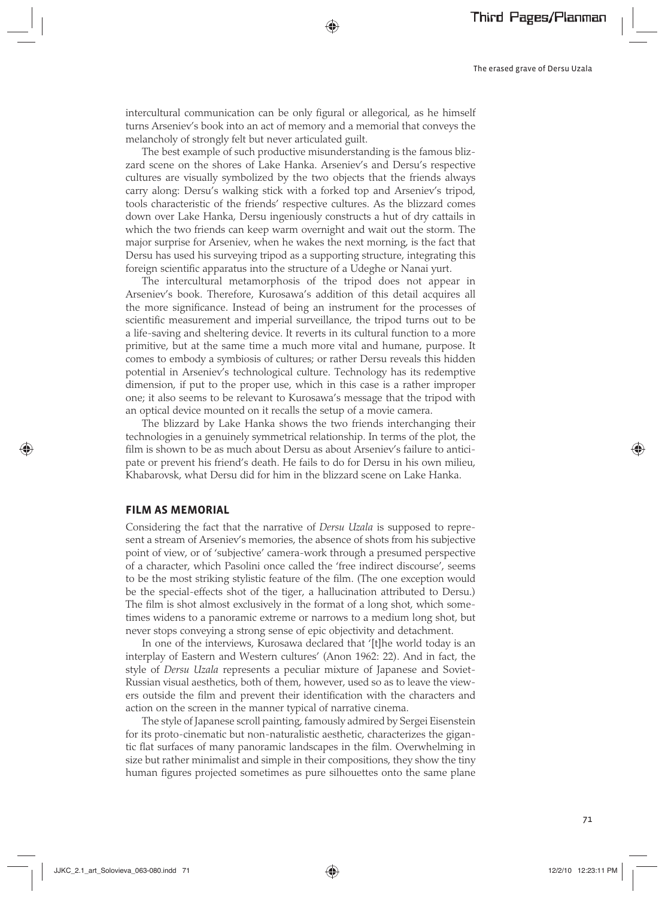intercultural communication can be only figural or allegorical, as he himself turns Arseniev's book into an act of memory and a memorial that conveys the melancholy of strongly felt but never articulated guilt.

The best example of such productive misunderstanding is the famous blizzard scene on the shores of Lake Hanka. Arseniev's and Dersu's respective cultures are visually symbolized by the two objects that the friends always carry along: Dersu's walking stick with a forked top and Arseniev's tripod, tools characteristic of the friends' respective cultures. As the blizzard comes down over Lake Hanka, Dersu ingeniously constructs a hut of dry cattails in which the two friends can keep warm overnight and wait out the storm. The major surprise for Arseniev, when he wakes the next morning, is the fact that Dersu has used his surveying tripod as a supporting structure, integrating this foreign scientific apparatus into the structure of a Udeghe or Nanai yurt.

The intercultural metamorphosis of the tripod does not appear in Arseniev's book. Therefore, Kurosawa's addition of this detail acquires all the more significance. Instead of being an instrument for the processes of scientific measurement and imperial surveillance, the tripod turns out to be a life-saving and sheltering device. It reverts in its cultural function to a more primitive, but at the same time a much more vital and humane, purpose. It comes to embody a symbiosis of cultures; or rather Dersu reveals this hidden potential in Arseniev's technological culture. Technology has its redemptive dimension, if put to the proper use, which in this case is a rather improper one; it also seems to be relevant to Kurosawa's message that the tripod with an optical device mounted on it recalls the setup of a movie camera.

The blizzard by Lake Hanka shows the two friends interchanging their technologies in a genuinely symmetrical relationship. In terms of the plot, the film is shown to be as much about Dersu as about Arseniev's failure to anticipate or prevent his friend's death. He fails to do for Dersu in his own milieu, Khabarovsk, what Dersu did for him in the blizzard scene on Lake Hanka.

## FILM AS MEMORIAL

Considering the fact that the narrative of *Dersu Uzala* is supposed to represent a stream of Arseniev's memories, the absence of shots from his subjective point of view, or of 'subjective' camera-work through a presumed perspective of a character, which Pasolini once called the 'free indirect discourse', seems to be the most striking stylistic feature of the film. (The one exception would be the special-effects shot of the tiger, a hallucination attributed to Dersu.) The film is shot almost exclusively in the format of a long shot, which sometimes widens to a panoramic extreme or narrows to a medium long shot, but never stops conveying a strong sense of epic objectivity and detachment.

In one of the interviews, Kurosawa declared that '[t]he world today is an interplay of Eastern and Western cultures' (Anon 1962: 22). And in fact, the style of *Dersu Uzala* represents a peculiar mixture of Japanese and Soviet-Russian visual aesthetics, both of them, however, used so as to leave the viewers outside the film and prevent their identification with the characters and action on the screen in the manner typical of narrative cinema.

The style of Japanese scroll painting, famously admired by Sergei Eisenstein for its proto-cinematic but non-naturalistic aesthetic, characterizes the gigantic flat surfaces of many panoramic landscapes in the film. Overwhelming in size but rather minimalist and simple in their compositions, they show the tiny human figures projected sometimes as pure silhouettes onto the same plane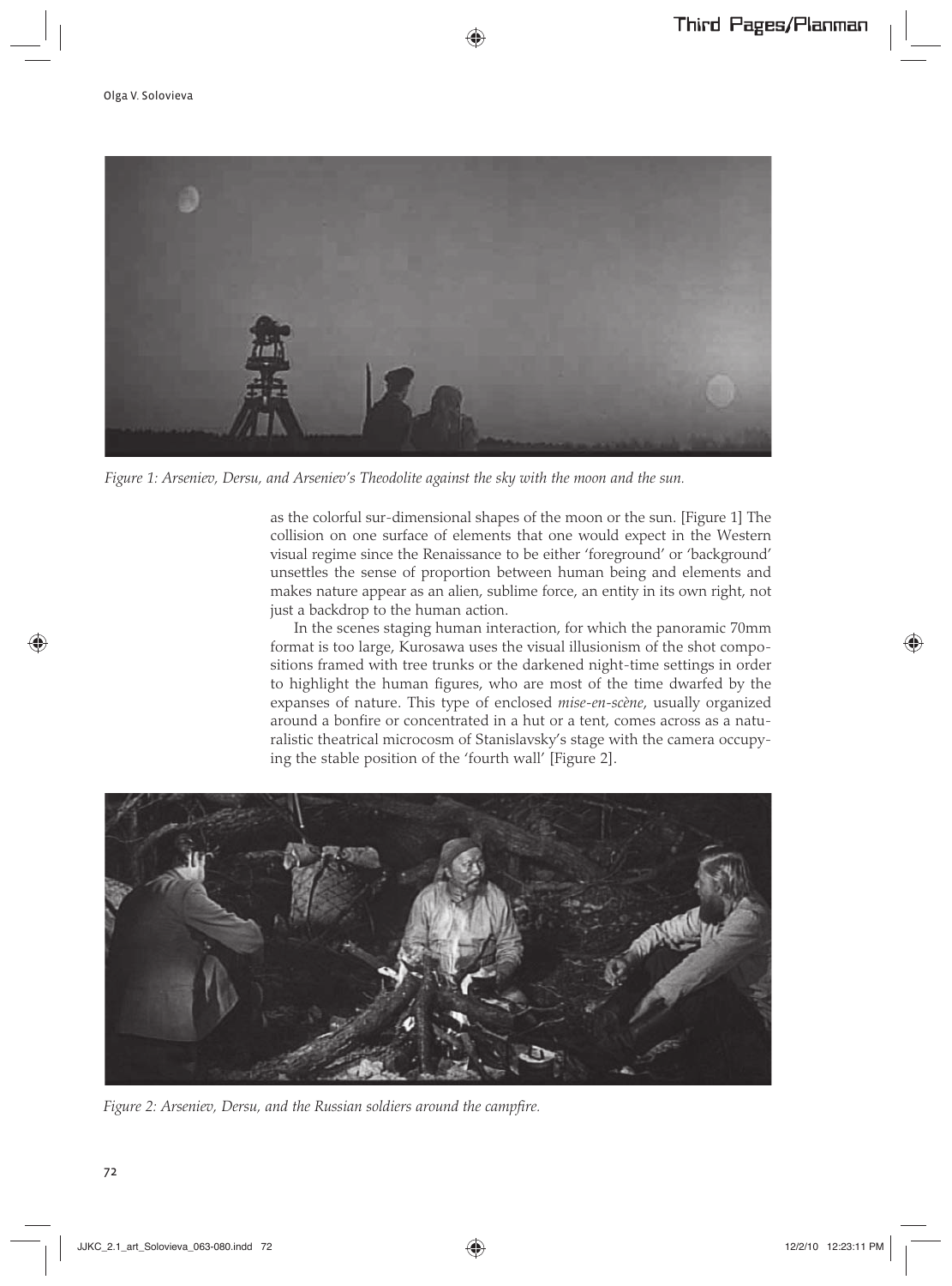*Figure 1: Arseniev, Dersu, and Arseniev's Theodolite against the sky with the moon and the sun.*

as the colorful sur-dimensional shapes of the moon or the sun. [Figure 1] The collision on one surface of elements that one would expect in the Western visual regime since the Renaissance to be either 'foreground' or 'background' unsettles the sense of proportion between human being and elements and makes nature appear as an alien, sublime force, an entity in its own right, not just a backdrop to the human action.

In the scenes staging human interaction, for which the panoramic 70mm format is too large, Kurosawa uses the visual illusionism of the shot compositions framed with tree trunks or the darkened night-time settings in order to highlight the human figures, who are most of the time dwarfed by the expanses of nature. This type of enclosed *mise-en-scène*, usually organized around a bonfire or concentrated in a hut or a tent, comes across as a naturalistic theatrical microcosm of Stanislavsky's stage with the camera occupying the stable position of the 'fourth wall' [Figure 2].

*Figure 2: Arseniev, Dersu, and the Russian soldiers around the campfire.*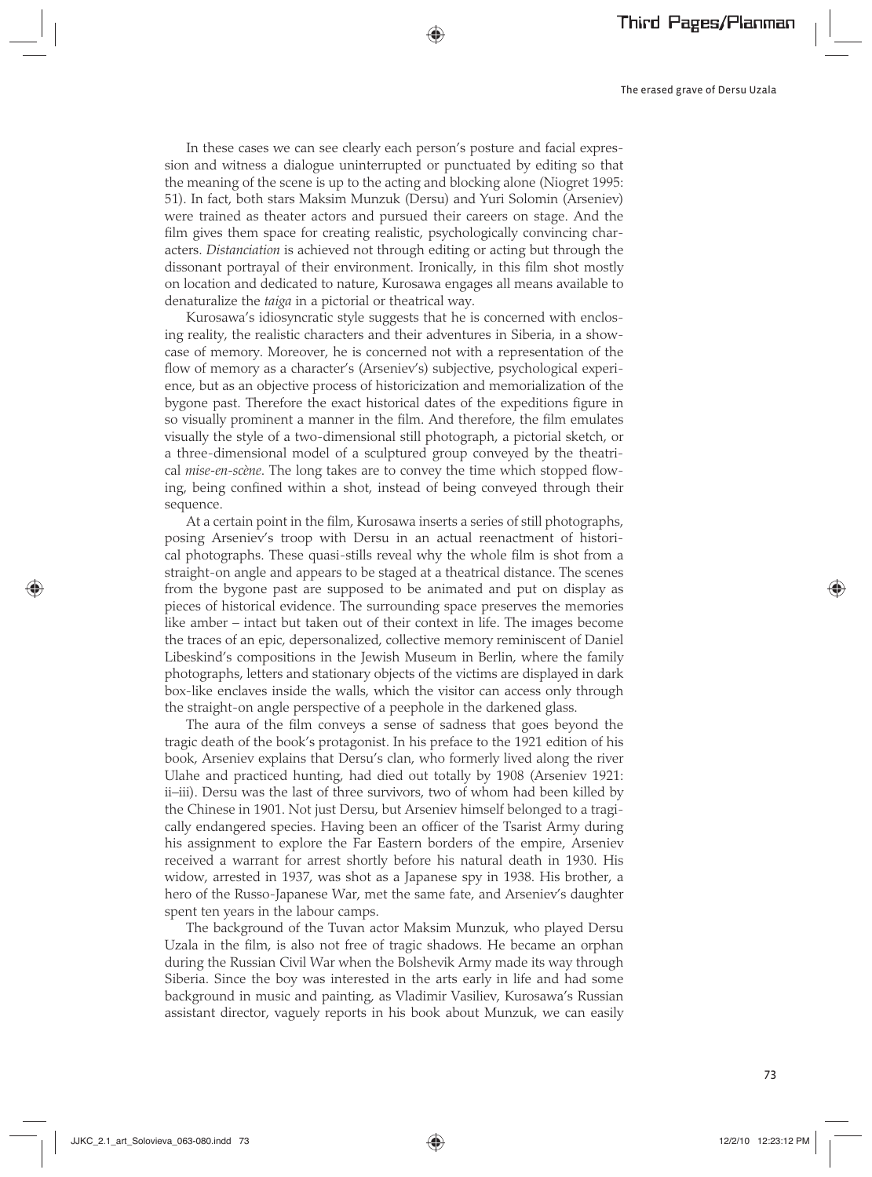In these cases we can see clearly each person's posture and facial expression and witness a dialogue uninterrupted or punctuated by editing so that the meaning of the scene is up to the acting and blocking alone (Niogret 1995: 51). In fact, both stars Maksim Munzuk (Dersu) and Yuri Solomin (Arseniev) were trained as theater actors and pursued their careers on stage. And the film gives them space for creating realistic, psychologically convincing characters. *Distanciation* is achieved not through editing or acting but through the dissonant portrayal of their environment. Ironically, in this film shot mostly on location and dedicated to nature, Kurosawa engages all means available to denaturalize the *taiga* in a pictorial or theatrical way.

Kurosawa's idiosyncratic style suggests that he is concerned with enclosing reality, the realistic characters and their adventures in Siberia, in a showcase of memory. Moreover, he is concerned not with a representation of the flow of memory as a character's (Arseniev's) subjective, psychological experience, but as an objective process of historicization and memorialization of the bygone past. Therefore the exact historical dates of the expeditions figure in so visually prominent a manner in the film. And therefore, the film emulates visually the style of a two-dimensional still photograph, a pictorial sketch, or a three-dimensional model of a sculptured group conveyed by the theatrical *mise-en-scène*. The long takes are to convey the time which stopped flowing, being confined within a shot, instead of being conveyed through their sequence.

At a certain point in the film, Kurosawa inserts a series of still photographs, posing Arseniev's troop with Dersu in an actual reenactment of historical photographs. These quasi-stills reveal why the whole film is shot from a straight-on angle and appears to be staged at a theatrical distance. The scenes from the bygone past are supposed to be animated and put on display as pieces of historical evidence. The surrounding space preserves the memories like amber – intact but taken out of their context in life. The images become the traces of an epic, depersonalized, collective memory reminiscent of Daniel Libeskind's compositions in the Jewish Museum in Berlin, where the family photographs, letters and stationary objects of the victims are displayed in dark box-like enclaves inside the walls, which the visitor can access only through the straight-on angle perspective of a peephole in the darkened glass.

The aura of the film conveys a sense of sadness that goes beyond the tragic death of the book's protagonist. In his preface to the 1921 edition of his book, Arseniev explains that Dersu's clan, who formerly lived along the river Ulahe and practiced hunting, had died out totally by 1908 (Arseniev 1921: ii–iii). Dersu was the last of three survivors, two of whom had been killed by the Chinese in 1901. Not just Dersu, but Arseniev himself belonged to a tragically endangered species. Having been an officer of the Tsarist Army during his assignment to explore the Far Eastern borders of the empire, Arseniev received a warrant for arrest shortly before his natural death in 1930. His widow, arrested in 1937, was shot as a Japanese spy in 1938. His brother, a hero of the Russo-Japanese War, met the same fate, and Arseniev's daughter spent ten years in the labour camps.

The background of the Tuvan actor Maksim Munzuk, who played Dersu Uzala in the film, is also not free of tragic shadows. He became an orphan during the Russian Civil War when the Bolshevik Army made its way through Siberia. Since the boy was interested in the arts early in life and had some background in music and painting, as Vladimir Vasiliev, Kurosawa's Russian assistant director, vaguely reports in his book about Munzuk, we can easily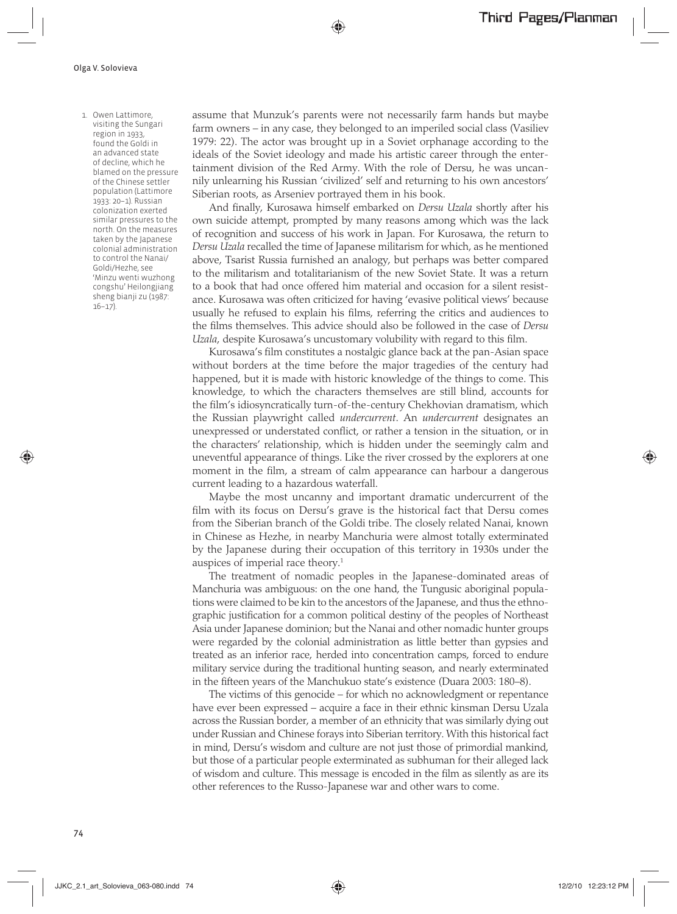assume that Munzuk's parents were not necessarily farm hands but maybe farm owners – in any case, they belonged to an imperiled social class (Vasiliev 1979: 22). The actor was brought up in a Soviet orphanage according to the ideals of the Soviet ideology and made his artistic career through the entertainment division of the Red Army. With the role of Dersu, he was uncannily unlearning his Russian 'civilized' self and returning to his own ancestors' Siberian roots, as Arseniev portrayed them in his book.

And finally, Kurosawa himself embarked on *Dersu Uzala* shortly after his own suicide attempt, prompted by many reasons among which was the lack of recognition and success of his work in Japan. For Kurosawa, the return to *Dersu Uzala* recalled the time of Japanese militarism for which, as he mentioned above, Tsarist Russia furnished an analogy, but perhaps was better compared to the militarism and totalitarianism of the new Soviet State. It was a return to a book that had once offered him material and occasion for a silent resistance. Kurosawa was often criticized for having 'evasive political views' because usually he refused to explain his films, referring the critics and audiences to the films themselves. This advice should also be followed in the case of *Dersu Uzala*, despite Kurosawa's uncustomary volubility with regard to this film.

Kurosawa's film constitutes a nostalgic glance back at the pan-Asian space without borders at the time before the major tragedies of the century had happened, but it is made with historic knowledge of the things to come. This knowledge, to which the characters themselves are still blind, accounts for the film's idiosyncratically turn-of-the-century Chekhovian dramatism, which the Russian playwright called *undercurrent*. An *undercurrent* designates an unexpressed or understated conflict, or rather a tension in the situation, or in the characters' relationship, which is hidden under the seemingly calm and uneventful appearance of things. Like the river crossed by the explorers at one moment in the film, a stream of calm appearance can harbour a dangerous current leading to a hazardous waterfall.

Maybe the most uncanny and important dramatic undercurrent of the film with its focus on Dersu's grave is the historical fact that Dersu comes from the Siberian branch of the Goldi tribe. The closely related Nanai, known in Chinese as Hezhe, in nearby Manchuria were almost totally exterminated by the Japanese during their occupation of this territory in 1930s under the auspices of imperial race theory.[1]

The treatment of nomadic peoples in the Japanese-dominated areas of Manchuria was ambiguous: on the one hand, the Tungusic aboriginal populations were claimed to be kin to the ancestors of the Japanese, and thus the ethnographic justification for a common political destiny of the peoples of Northeast Asia under Japanese dominion; but the Nanai and other nomadic hunter groups were regarded by the colonial administration as little better than gypsies and treated as an inferior race, herded into concentration camps, forced to endure military service during the traditional hunting season, and nearly exterminated in the fifteen years of the Manchukuo state's existence (Duara 2003: 180–8).

The victims of this genocide – for which no acknowledgment or repentance have ever been expressed – acquire a face in their ethnic kinsman Dersu Uzala across the Russian border, a member of an ethnicity that was similarly dying out under Russian and Chinese forays into Siberian territory. With this historical fact in mind, Dersu's wisdom and culture are not just those of primordial mankind, but those of a particular people exterminated as subhuman for their alleged lack of wisdom and culture. This message is encoded in the film as silently as are its other references to the Russo-Japanese war and other wars to come.

1. Owen Lattimore, visiting the Sungari region in 1933, found the Goldi in an advanced state of decline, which he blamed on the pressure of the Chinese settler population (Lattimore 1933: 20–1). Russian colonization exerted similar pressures to the north. On the measures taken by the Japanese colonial administration to control the Nanai/Goldi/Hezhe, see 'Minzu wenti wuzhong congshu' Heilongjiang sheng bianji zu (1987: 16–17).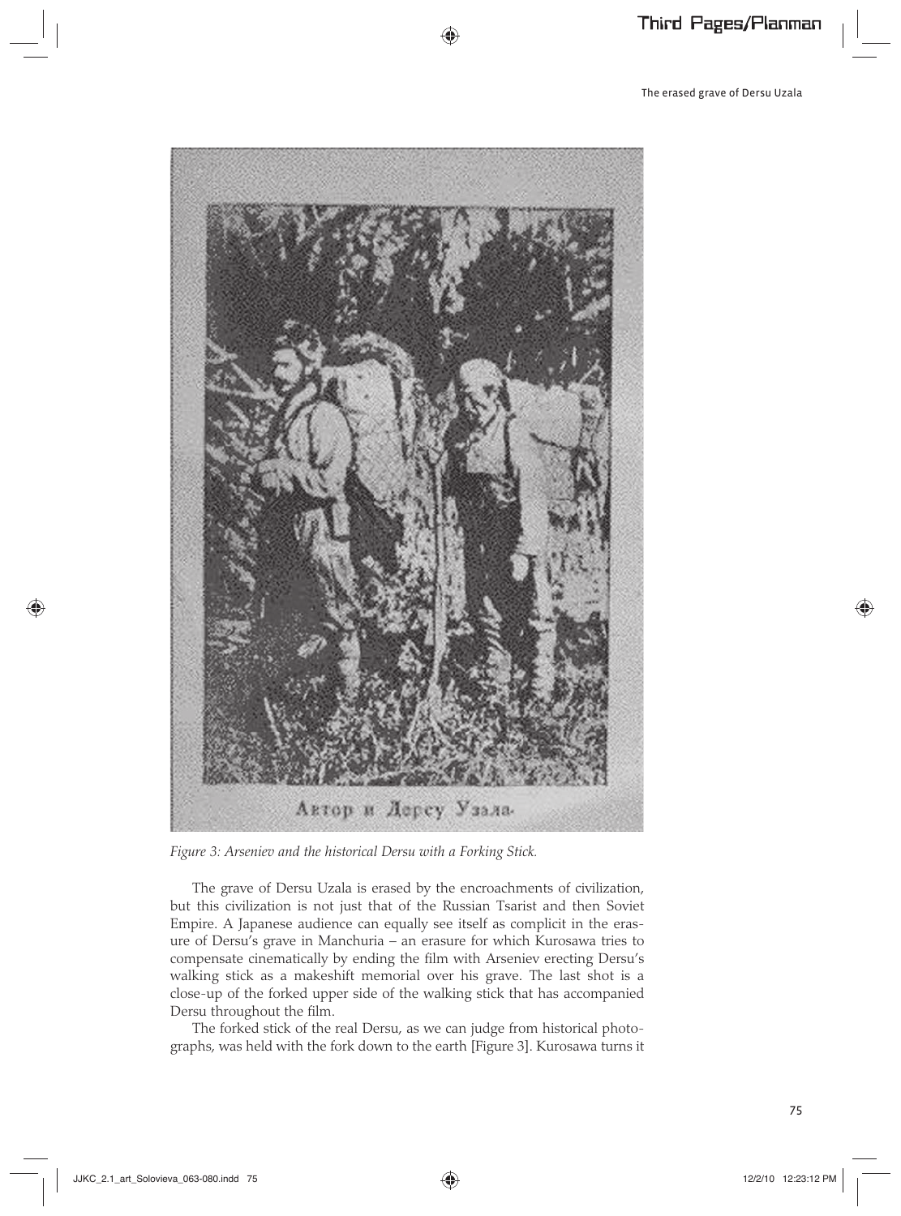*Figure 3: Arseniev and the historical Dersu with a Forking Stick.*

The grave of Dersu Uzala is erased by the encroachments of civilization, but this civilization is not just that of the Russian Tsarist and then Soviet Empire. A Japanese audience can equally see itself as complicit in the erasure of Dersu's grave in Manchuria – an erasure for which Kurosawa tries to compensate cinematically by ending the film with Arseniev erecting Dersu's walking stick as a makeshift memorial over his grave. The last shot is a close-up of the forked upper side of the walking stick that has accompanied Dersu throughout the film.

The forked stick of the real Dersu, as we can judge from historical photographs, was held with the fork down to the earth [Figure 3]. Kurosawa turns it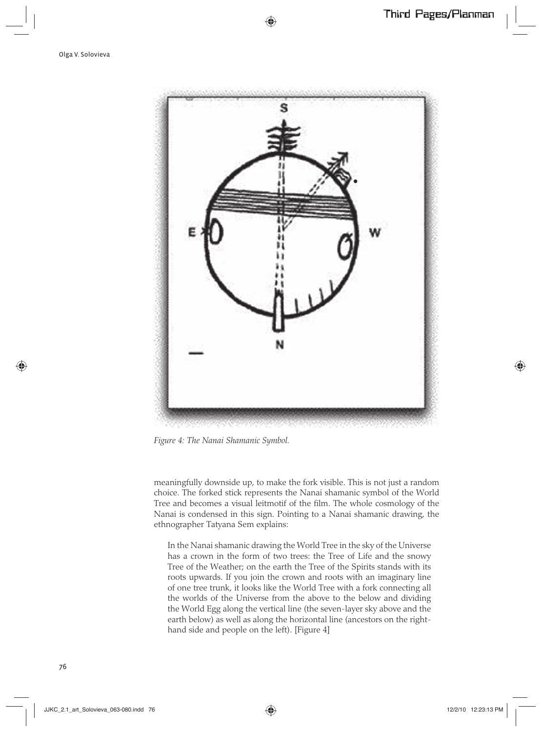Figure 4: The Nanai Shamanic Symbol.

meaningfully downside up, to make the fork visible. This is not just a random choice. The forked stick represents the Nanai shamanic symbol of the World Tree and becomes a visual leitmotif of the film. The whole cosmology of the Nanai is condensed in this sign. Pointing to a Nanai shamanic drawing, the ethnographer Tatyana Sem explains:

> In the Nanai shamanic drawing the World Tree in the sky of the Universe has a crown in the form of two trees: the Tree of Life and the snowy Tree of the Weather; on the earth the Tree of the Spirits stands with its roots upwards. If you join the crown and roots with an imaginary line of one tree trunk, it looks like the World Tree with a fork connecting all the worlds of the Universe from the above to the below and dividing the World Egg along the vertical line (the seven-layer sky above and the earth below) as well as along the horizontal line (ancestors on the right-hand side and people on the left). [Figure 4]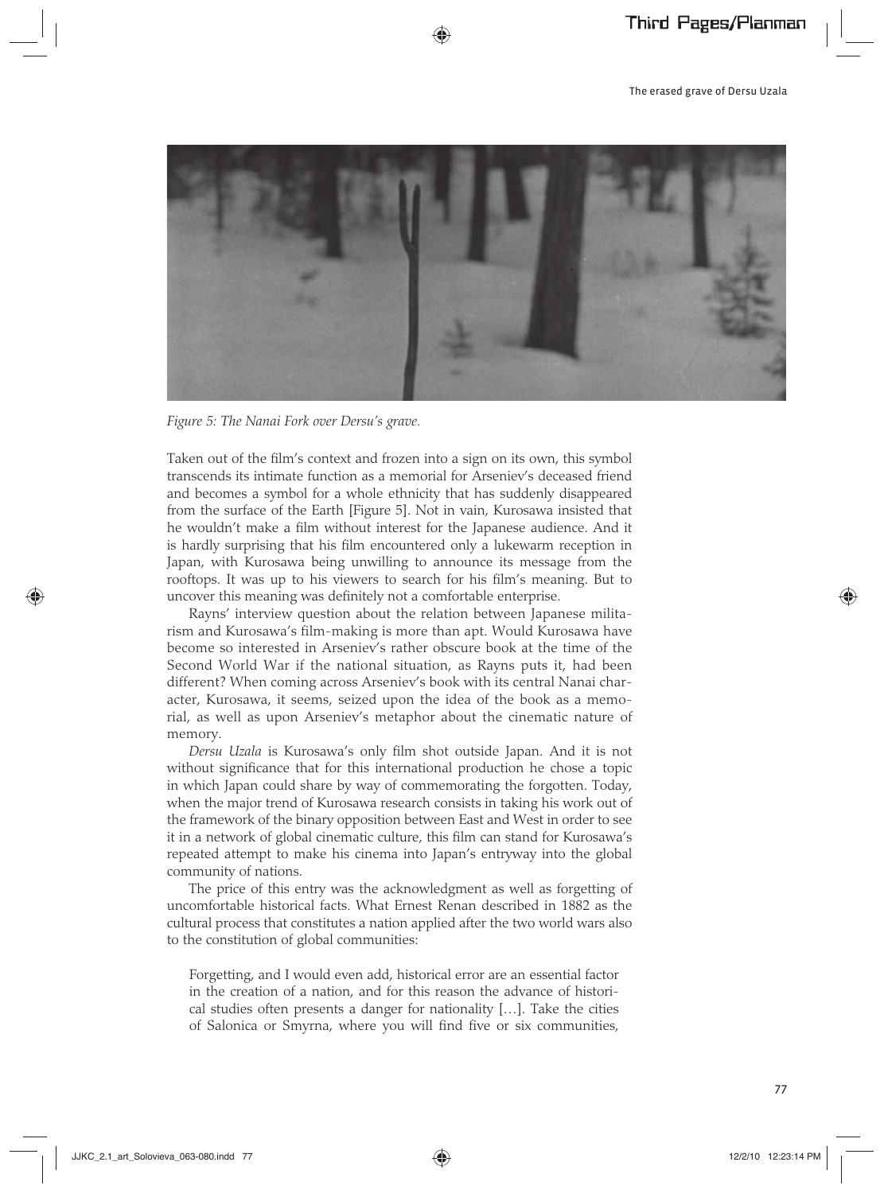*Figure 5: The Nanai Fork over Dersu's grave.*

Taken out of the film's context and frozen into a sign on its own, this symbol transcends its intimate function as a memorial for Arseniev's deceased friend and becomes a symbol for a whole ethnicity that has suddenly disappeared from the surface of the Earth [Figure 5]. Not in vain, Kurosawa insisted that he wouldn't make a film without interest for the Japanese audience. And it is hardly surprising that his film encountered only a lukewarm reception in Japan, with Kurosawa being unwilling to announce its message from the rooftops. It was up to his viewers to search for his film's meaning. But to uncover this meaning was definitely not a comfortable enterprise.

Rayns' interview question about the relation between Japanese militarism and Kurosawa's film-making is more than apt. Would Kurosawa have become so interested in Arseniev's rather obscure book at the time of the Second World War if the national situation, as Rayns puts it, had been different? When coming across Arseniev's book with its central Nanai character, Kurosawa, it seems, seized upon the idea of the book as a memorial, as well as upon Arseniev's metaphor about the cinematic nature of memory.

*Dersu Uzala* is Kurosawa's only film shot outside Japan. And it is not without significance that for this international production he chose a topic in which Japan could share by way of commemorating the forgotten. Today, when the major trend of Kurosawa research consists in taking his work out of the framework of the binary opposition between East and West in order to see it in a network of global cinematic culture, this film can stand for Kurosawa's repeated attempt to make his cinema into Japan's entryway into the global community of nations.

The price of this entry was the acknowledgment as well as forgetting of uncomfortable historical facts. What Ernest Renan described in 1882 as the cultural process that constitutes a nation applied after the two world wars also to the constitution of global communities:

> Forgetting, and I would even add, historical error are an essential factor in the creation of a nation, and for this reason the advance of historical studies often presents a danger for nationality […]. Take the cities of Salonica or Smyrna, where you will find five or six communities,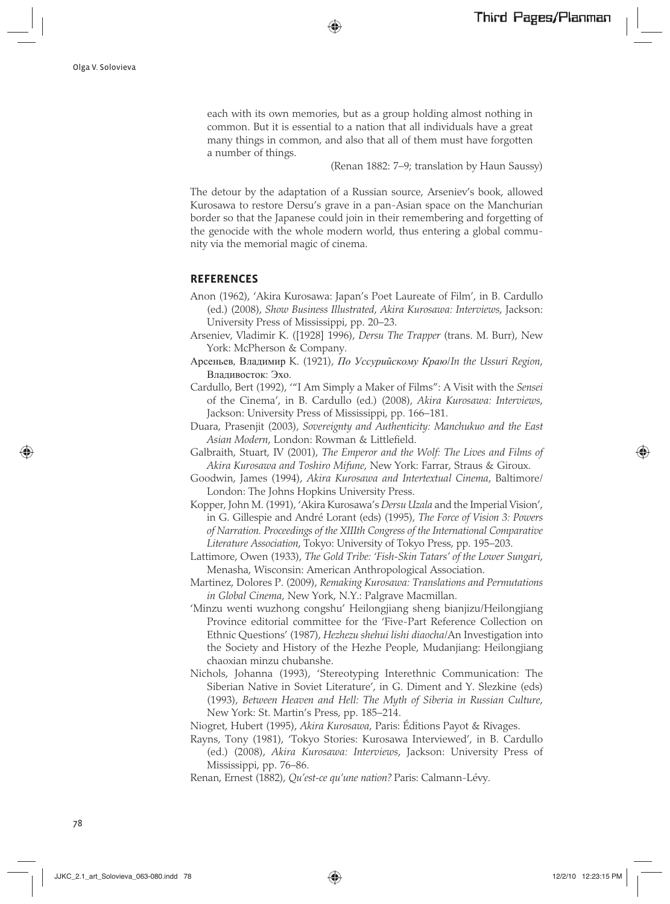each with its own memories, but as a group holding almost nothing in common. But it is essential to a nation that all individuals have a great many things in common, and also that all of them must have forgotten a number of things.

(Renan 1882: 7–9; translation by Haun Saussy)

The detour by the adaptation of a Russian source, Arseniev's book, allowed Kurosawa to restore Dersu's grave in a pan-Asian space on the Manchurian border so that the Japanese could join in their remembering and forgetting of the genocide with the whole modern world, thus entering a global community via the memorial magic of cinema.

## REFERENCES

Anon (1962), 'Akira Kurosawa: Japan's Poet Laureate of Film', in B. Cardullo (ed.) (2008), *Show Business Illustrated*, *Akira Kurosawa: Interviews*, Jackson: University Press of Mississippi, pp. 20–23.

Arseniev, Vladimir K. ([1928] 1996), *Dersu The Trapper* (trans. M. Burr), New York: McPherson & Company.

Арсеньев, Владимир К. (1921), *По Уссурийскому Краю*/*In the Ussuri Region*, Владивосток: Эхо.

Cardullo, Bert (1992), '"I Am Simply a Maker of Films": A Visit with the *Sensei* of the Cinema', in B. Cardullo (ed.) (2008), *Akira Kurosawa: Interviews*, Jackson: University Press of Mississippi, pp. 166–181.

Duara, Prasenjit (2003), *Sovereignty and Authenticity: Manchukuo and the East Asian Modern*, London: Rowman & Littlefield.

Galbraith, Stuart, IV (2001), *The Emperor and the Wolf: The Lives and Films of Akira Kurosawa and Toshiro Mifune*, New York: Farrar, Straus & Giroux.

Goodwin, James (1994), *Akira Kurosawa and Intertextual Cinema*, Baltimore/London: The Johns Hopkins University Press.

Kopper, John M. (1991), 'Akira Kurosawa's *Dersu Uzala* and the Imperial Vision', in G. Gillespie and André Lorant (eds) (1995), *The Force of Vision 3: Powers of Narration. Proceedings of the XIIIth Congress of the International Comparative Literature Association*, Tokyo: University of Tokyo Press, pp. 195–203.

Lattimore, Owen (1933), *The Gold Tribe: 'Fish-Skin Tatars' of the Lower Sungari*, Menasha, Wisconsin: American Anthropological Association.

Martinez, Dolores P. (2009), *Remaking Kurosawa: Translations and Permutations in Global Cinema*, New York, N.Y.: Palgrave Macmillan.

'Minzu wenti wuzhong congshu' Heilongjiang sheng bianjizu/Heilongjiang Province editorial committee for the 'Five-Part Reference Collection on Ethnic Questions' (1987), *Hezhezu shehui lishi diaocha*/An Investigation into the Society and History of the Hezhe People, Mudanjiang: Heilongjiang chaoxian minzu chubanshe.

Nichols, Johanna (1993), 'Stereotyping Interethnic Communication: The Siberian Native in Soviet Literature', in G. Diment and Y. Slezkine (eds) (1993), *Between Heaven and Hell: The Myth of Siberia in Russian Culture*, New York: St. Martin's Press, pp. 185–214.

Niogret, Hubert (1995), *Akira Kurosawa*, Paris: Éditions Payot & Rivages.

Rayns, Tony (1981), 'Tokyo Stories: Kurosawa Interviewed', in B. Cardullo (ed.) (2008), *Akira Kurosawa: Interviews*, Jackson: University Press of Mississippi, pp. 76–86.

Renan, Ernest (1882), *Qu'est-ce qu'une nation?* Paris: Calmann-Lévy.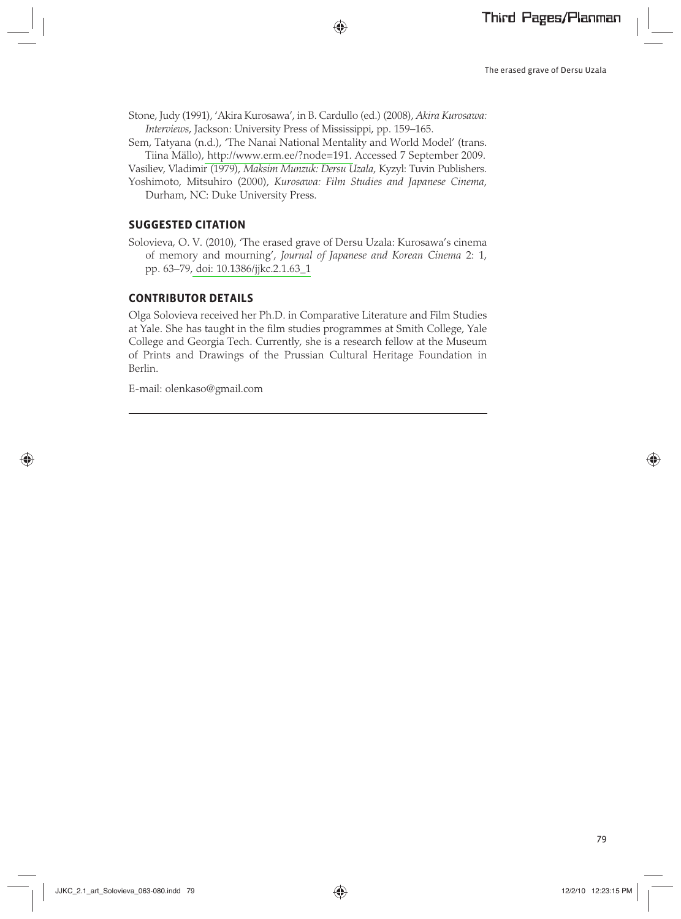Stone, Judy (1991), 'Akira Kurosawa', in B. Cardullo (ed.) (2008), *Akira Kurosawa: Interviews*, Jackson: University Press of Mississippi, pp. 159–165.

Sem, Tatyana (n.d.), 'The Nanai National Mentality and World Model' (trans. Tiina Mällo), http://www.erm.ee/?node=191. Accessed 7 September 2009.

Vasiliev, Vladimir (1979), *Maksim Munzuk: Dersu Uzala*, Kyzyl: Tuvin Publishers.

Yoshimoto, Mitsuhiro (2000), *Kurosawa: Film Studies and Japanese Cinema*, Durham, NC: Duke University Press.

## SUGGESTED CITATION

Solovieva, O. V. (2010), 'The erased grave of Dersu Uzala: Kurosawa's cinema of memory and mourning', *Journal of Japanese and Korean Cinema* 2: 1, pp. 63–79, doi: 10.1386/jjkc.2.1.63_1

## CONTRIBUTOR DETAILS

Olga Solovieva received her Ph.D. in Comparative Literature and Film Studies at Yale. She has taught in the film studies programmes at Smith College, Yale College and Georgia Tech. Currently, she is a research fellow at the Museum of Prints and Drawings of the Prussian Cultural Heritage Foundation in Berlin.

E-mail: olenkaso@gmail.com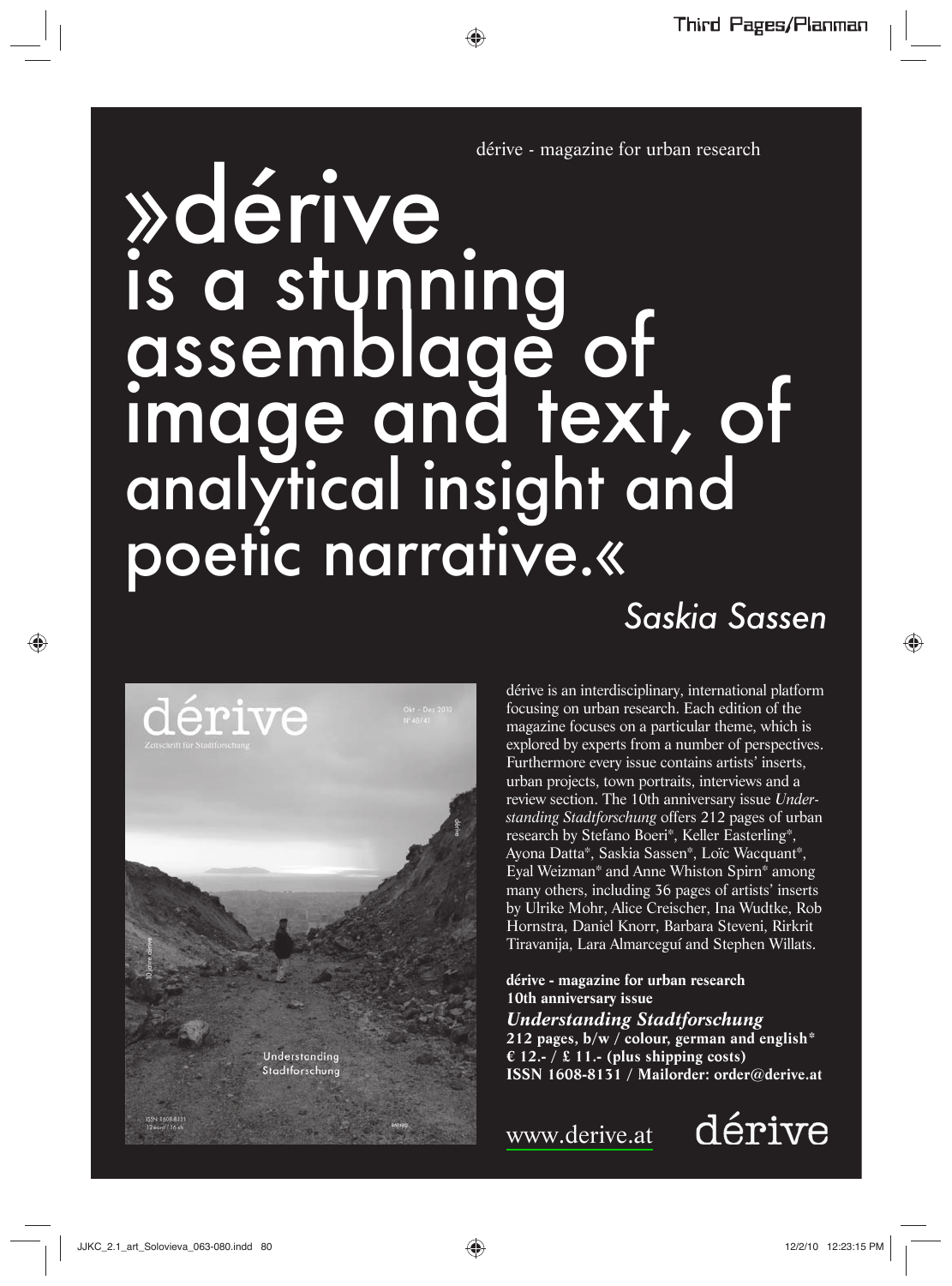dérive - magazine for urban research

# »dérive is a stunning assemblage of image and text, of analytical insight and poetic narrative.«

*Saskia Sassen*

dérive is an interdisciplinary, international platform focusing on urban research. Each edition of the magazine focuses on a particular theme, which is explored by experts from a number of perspectives. Furthermore every issue contains artists' inserts, urban projects, town portraits, interviews and a review section. The 10th anniversary issue *Understanding Stadtforschung* offers 212 pages of urban research by Stefano Boeri*, Keller Easterling*, Ayona Datta*, Saskia Sassen*, Loïc Wacquant*, Eyal Weizman* and Anne Whiston Spirn* among many others, including 36 pages of artists' inserts by Ulrike Mohr, Alice Creischer, Ina Wudtke, Rob Hornstra, Daniel Knorr, Barbara Steveni, Rirkrit Tiravanija, Lara Almarceguí and Stephen Willats.

**dérive - magazine for urban research**
**10th anniversary issue**
***Understanding Stadtforschung***
**212 pages, b/w / colour, german and english***
**€ 12.- / £ 11.- (plus shipping costs)**
**ISSN 1608-8131 / Mailorder: order@derive.at**

www.derive.at

dérive